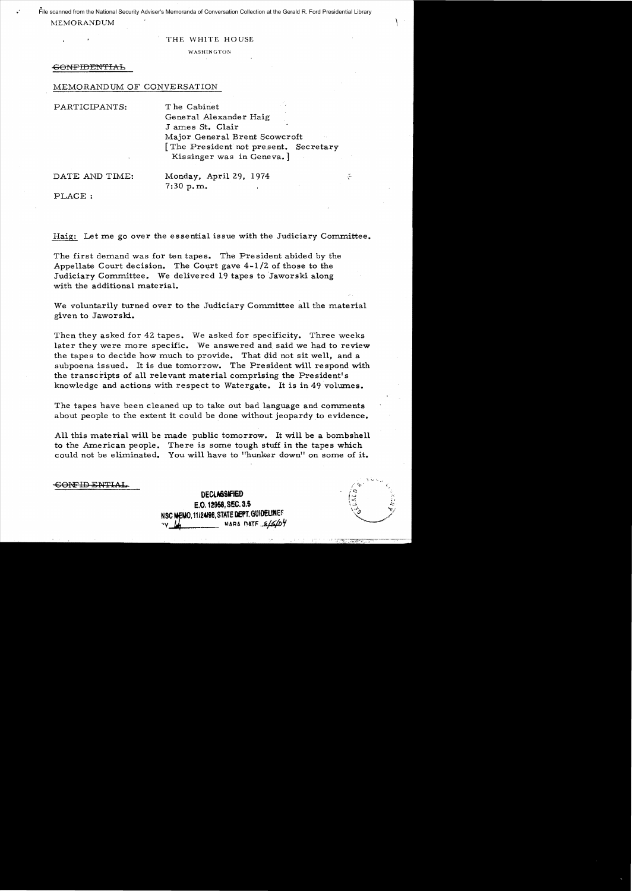File scanned from the National Security Adviser's Memoranda of Conversation Collection at the Gerald R. Ford Presidential Library

MEMORANDUM

THE WHITE HOUSE

WASHINGTON

~~CONFIDENTIAL~~

MEMORANDUM OF CONVERSATION

PARTICIPANTS: The Cabinet
General Alexander Haig
James St. Clair
Major General Brent Scowcroft
[The President not present. Secretary Kissinger was in Geneva.]

DATE AND TIME: Monday, April 29, 1974
7:30 p.m.

PLACE:

Haig: Let me go over the essential issue with the Judiciary Committee.

The first demand was for ten tapes. The President abided by the Appellate Court decision. The Court gave 4-1/2 of those to the Judiciary Committee. We delivered 19 tapes to Jaworski along with the additional material.

We voluntarily turned over to the Judiciary Committee all the material given to Jaworski.

Then they asked for 42 tapes. We asked for specificity. Three weeks later they were more specific. We answered and said we had to review the tapes to decide how much to provide. That did not sit well, and a subpoena issued. It is due tomorrow. The President will respond with the transcripts of all relevant material comprising the President's knowledge and actions with respect to Watergate. It is in 49 volumes.

The tapes have been cleaned up to take out bad language and comments about people to the extent it could be done without jeopardy to evidence.

All this material will be made public tomorrow. It will be a bombshell to the American people. There is some tough stuff in the tapes which could not be eliminated. You will have to "hunker down" on some of it.

~~CONFIDENTIAL~~

DECLASSIFIED
E.O. 12958, SEC. 3.5
NSC MEMO, 11/24/98, STATE DEPT. GUIDELINES
BY [illegible] NARA DATE 8/5/04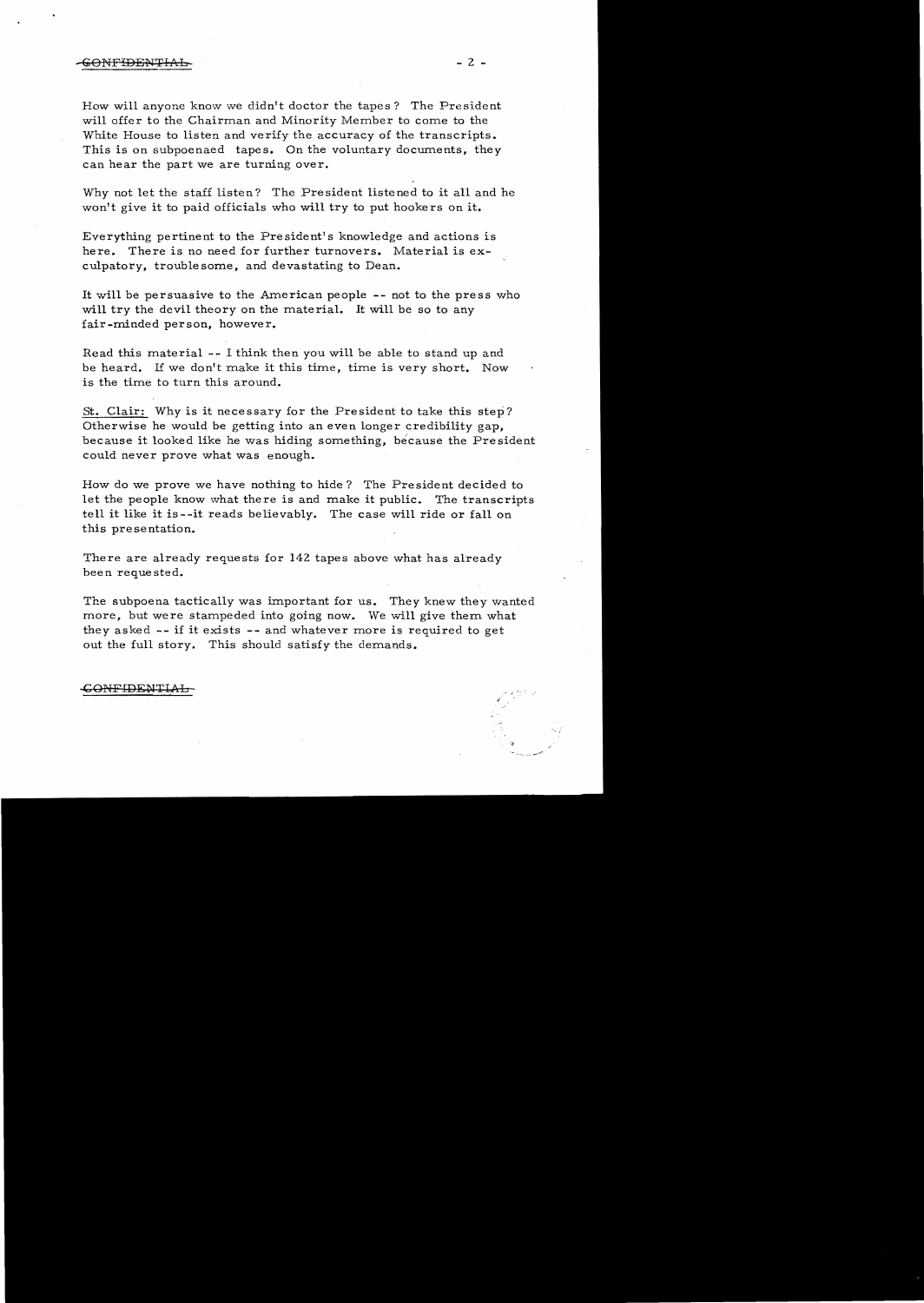How will anyone know we didn't doctor the tapes? The President will offer to the Chairman and Minority Member to come to the White House to listen and verify the accuracy of the transcripts. This is on subpoenaed tapes. On the voluntary documents, they can hear the part we are turning over.

Why not let the staff listen? The President listened to it all and he won't give it to paid officials who will try to put hookers on it.

Everything pertinent to the President's knowledge and actions is here. There is no need for further turnovers. Material is exculpatory, troublesome, and devastating to Dean.

It will be persuasive to the American people -- not to the press who will try the devil theory on the material. It will be so to any fair-minded person, however.

Read this material -- I think then you will be able to stand up and be heard. If we don't make it this time, time is very short. Now is the time to turn this around.

St. Clair: Why is it necessary for the President to take this step? Otherwise he would be getting into an even longer credibility gap, because it looked like he was hiding something, because the President could never prove what was enough.

How do we prove we have nothing to hide? The President decided to let the people know what there is and make it public. The transcripts tell it like it is--it reads believably. The case will ride or fall on this presentation.

There are already requests for 142 tapes above what has already been requested.

The subpoena tactically was important for us. They knew they wanted more, but were stampeded into going now. We will give them what they asked -- if it exists -- and whatever more is required to get out the full story. This should satisfy the demands.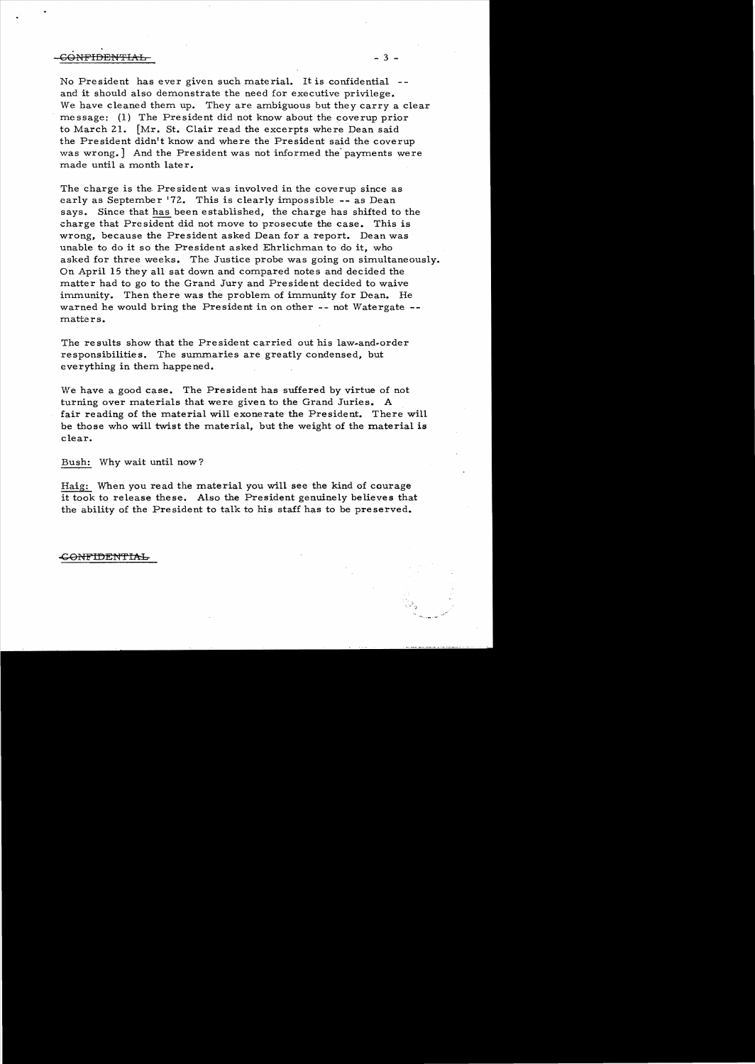CONFIDENTIAL

No President has ever given such material. It is confidential -- and it should also demonstrate the need for executive privilege. We have cleaned them up. They are ambiguous but they carry a clear message: (1) The President did not know about the coverup prior to March 21. [Mr. St. Clair read the excerpts where Dean said the President didn't know and where the President said the coverup was wrong.] And the President was not informed the payments were made until a month later.

The charge is the President was involved in the coverup since as early as September '72. This is clearly impossible -- as Dean says. Since that has been established, the charge has shifted to the charge that President did not move to prosecute the case. This is wrong, because the President asked Dean for a report. Dean was unable to do it so the President asked Ehrlichman to do it, who asked for three weeks. The Justice probe was going on simultaneously. On April 15 they all sat down and compared notes and decided the matter had to go to the Grand Jury and President decided to waive immunity. Then there was the problem of immunity for Dean. He warned he would bring the President in on other -- not Watergate -- matters.

The results show that the President carried out his law-and-order responsibilities. The summaries are greatly condensed, but everything in them happened.

We have a good case. The President has suffered by virtue of not turning over materials that were given to the Grand Juries. A fair reading of the material will exonerate the President. There will be those who will twist the material, but the weight of the material is clear.

Bush: Why wait until now?

Haig: When you read the material you will see the kind of courage it took to release these. Also the President genuinely believes that the ability of the President to talk to his staff has to be preserved.

CONFIDENTIAL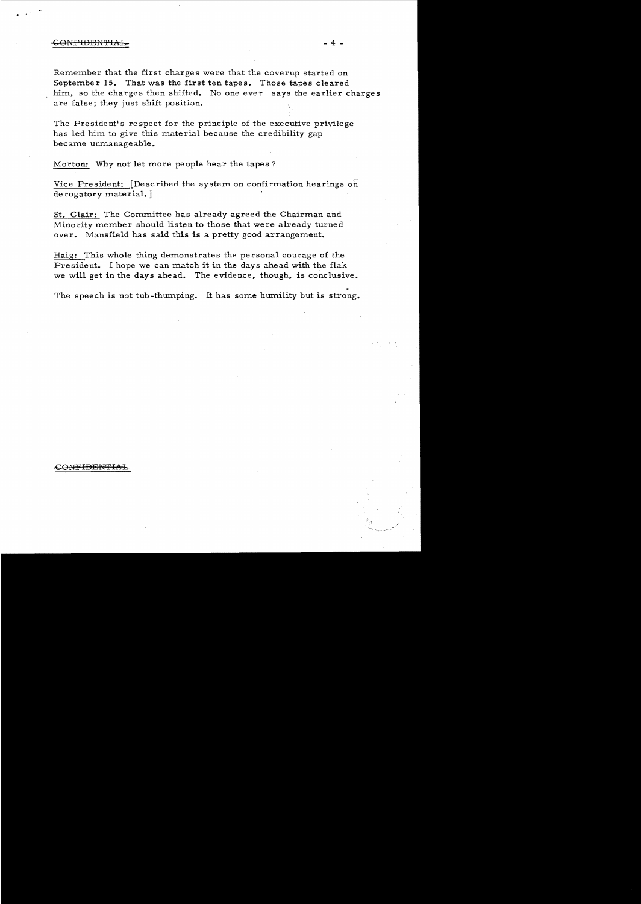CONFIDENTIAL

Remember that the first charges were that the coverup started on September 15. That was the first ten tapes. Those tapes cleared him, so the charges then shifted. No one ever says the earlier charges are false; they just shift position.

The President's respect for the principle of the executive privilege has led him to give this material because the credibility gap became unmanageable.

Morton: Why not let more people hear the tapes?

Vice President: [Described the system on confirmation hearings on derogatory material.]

St. Clair: The Committee has already agreed the Chairman and Minority member should listen to those that were already turned over. Mansfield has said this is a pretty good arrangement.

Haig: This whole thing demonstrates the personal courage of the President. I hope we can match it in the days ahead with the flak we will get in the days ahead. The evidence, though, is conclusive.

The speech is not tub-thumping. It has some humility but is strong.

CONFIDENTIAL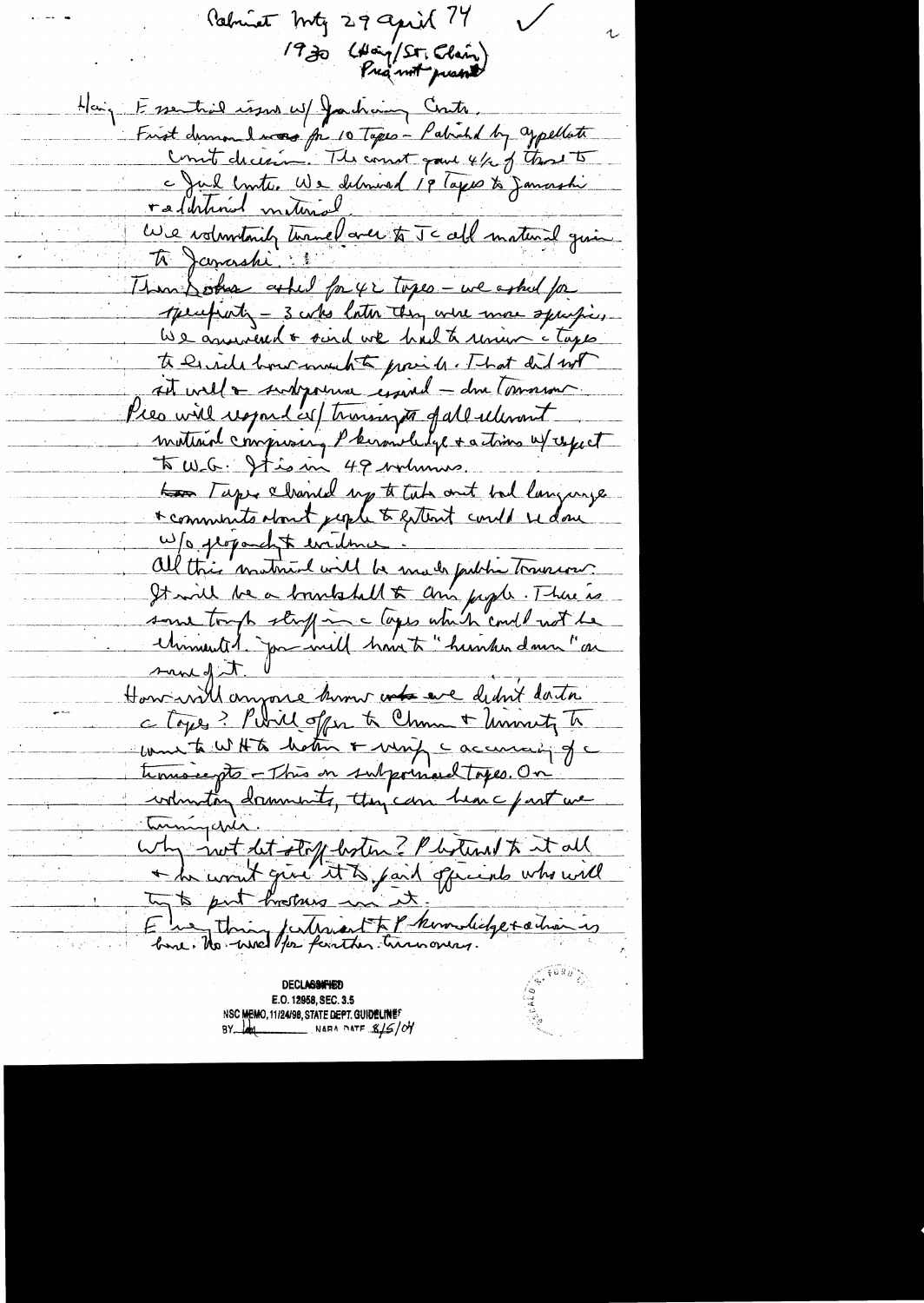Cabinet Mtg 29 April 74 ✓

1930 (Haig/St. Clair)
Pres not present

Haig Essential issue w/ Judiciary Cmte.
First demand was for 10 Tapes – Patrolled by appellate court decision. The court gave 4½ of those to c Jud Cmte. We delivered 19 Tapes to Jaworski + additional material.
We voluntarily turned over to JC all material given to Jaworski.
Then Doar asked for 42 tapes – we asked for specificity – 3 wks later they were more specific. We answered + said we had to review c tapes to decide how much to provide. That did not sit well + subpoena issued – due tomorrow.
Pres will respond w/ transcripts of all relevant material comprising P knowledge + actions w/ respect to W.G. It is in 49 volumes.
Tapes cleaned up to take out bad language + comments about people to extent could be done w/o jeopardizing evidence.
All this material will be made public Tomorrow. It will be a bombshell to our people. There is some tough stuff in c tapes which could not be eliminated. You will have to "hunker down" on some of it.
How will anyone know we didn't doctor c tapes? P will offer to Chmn + Minority to come to WH to listen + verify c accuracy of c transcripts – This on subpoenaed tapes. On voluntary documents, they can hear c part we turned over.
Why not let staff listen? P listened to it all + he won't give it to paid officials who will try to put hostness in it.
Everything pertinent to P knowledge + action is here. No need for further turnovers.

DECLASSIFIED
E.O. 12958, SEC. 3.5
NSC MEMO, 11/24/98, STATE DEPT. GUIDELINES
BY [illegible] NARA DATE 8/5/04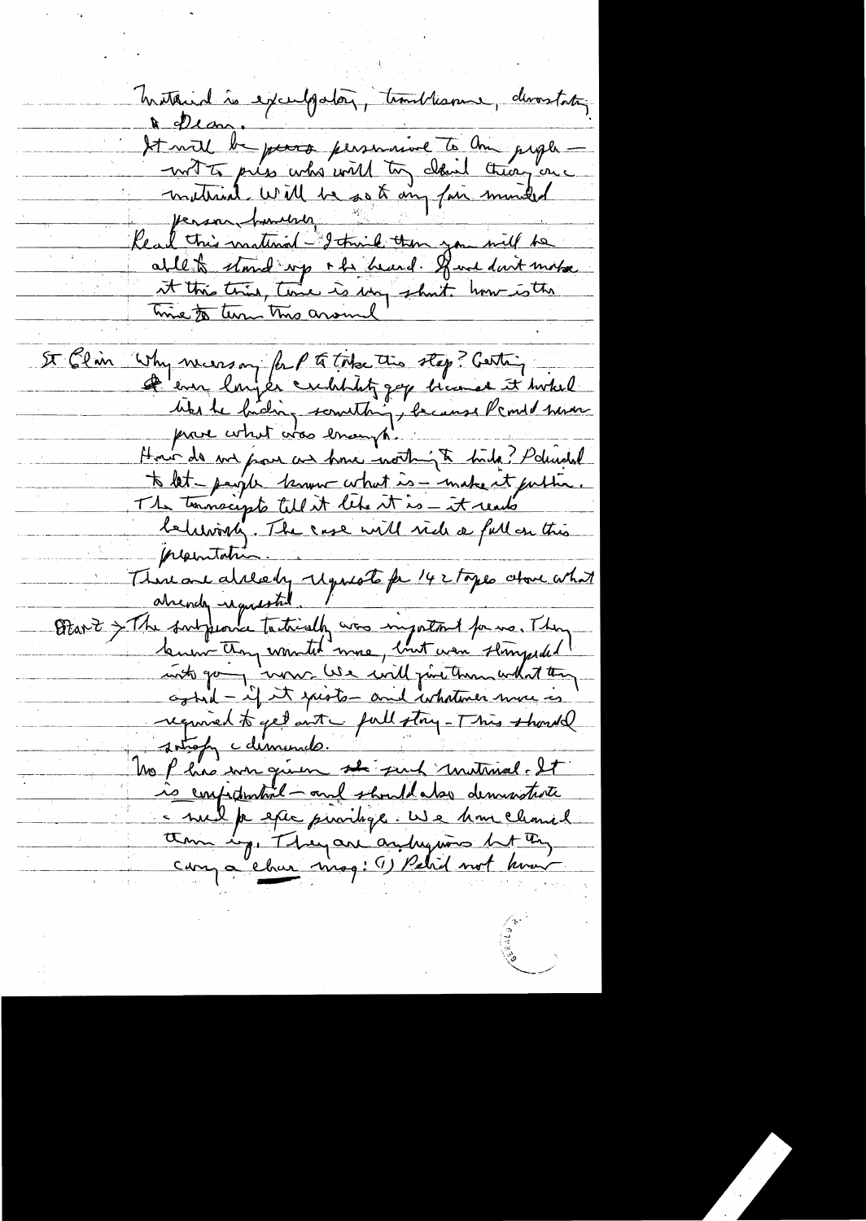Material is exculpatory, troublesome, devastating to Dean.

It will be persuasive to American people — not to press who will try to discredit this material. Will be so to any fair minded person however.

Read this material — I think then you will be able to stand up & be heard. If we don't make it this time, time is very short. Now is the time to turn this around.

St Clair Why necessary for P to take this step? Getting even larger credibility gap because it looked like he hiding something, because P could never prove what was enough.

How do we prove we have nothing to hide? P decided to let people know what is — make it public. The transcripts tell it like it is — it reads believably. The case will rise or fall on this presentation.

There are already requests for 142 tapes above what already requested.

Start > The subpoena tactically was important for us. They knew they wanted more, but were stampeded into going now. We will give them what they asked — if it exists — and whatever more is required to get out full story. This should satisfy demands.

No P has ever given such material. It is confidential — and should also demonstrate need for exec privilege. We have cleaned them up. They are ambiguous but they carry a clear msg: (1) P did not know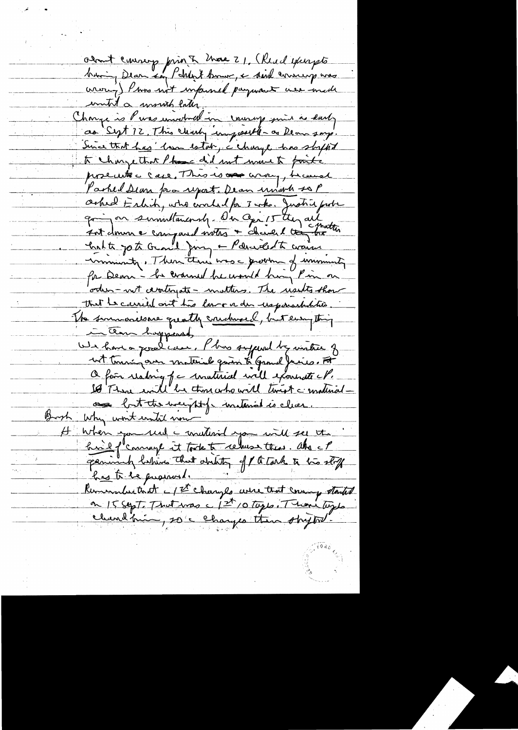about coverup prior to Mar 21. (Read excerpts having Dean say P didn't know, & said coverup was wrong) P was not informed payment were made until a month later.

Charge is P was involved in coverup since as early as Sept 72. This clearly impossible - as Dean says. Since that has been estab., c charge has shifted to charge that P did not move to fast to prosecute c case. This is wrong, because P asked Dean for a report. Dean wouldn't so P asked Ehrlich, who worked for 3 wks. Justice probe going on simultaneously. On Apr 15 they all sat down & compared notes & chiseled the matter back to go to Grand Jury & P decided to waive immunity. Then there was c problem of immunity for Dean - he warned he would bring P in on other - not Watergate - matters. The results show that he carried out his law & order responsibilities.

The summaries are greatly condensed, but everything in them happened.

We have a good case. P has suffered by virtue of not turning over material given to Grand Juries. A fair reading of c material will exonerate c P. So There will be those who will twist c material - but the weight of material is clear.

Bush Why wait until now

H When you read c material you will see the kind of coverage it took to release these. Also c P genuinely believes that ability of P to talk to his staff has to be preserved.

Remember that c 1st charges were that coverup started on 15 Sept. That was c 1st 10 tapes. Those tapes cleared him, so c charges then shifted.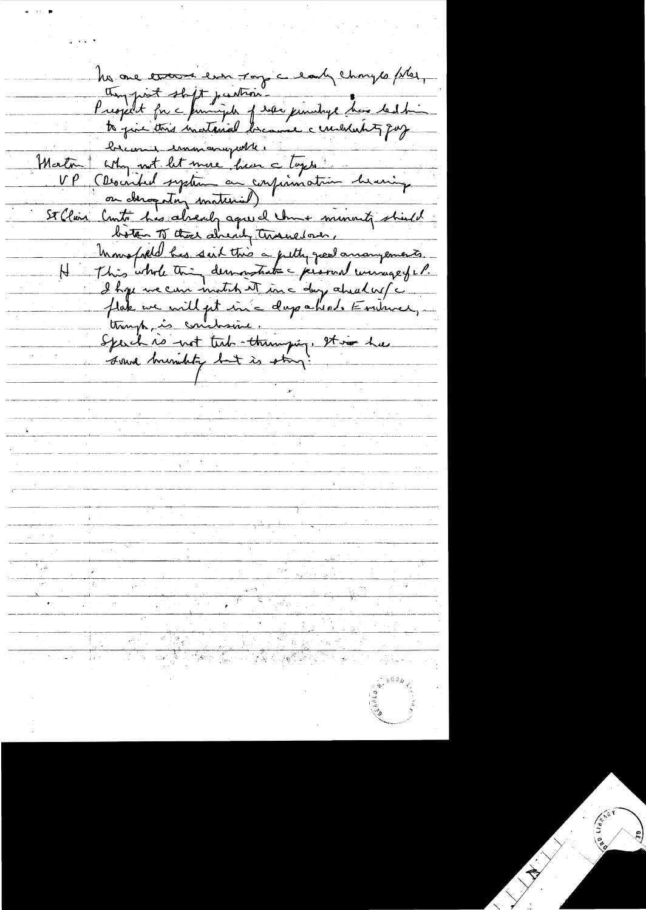No one even ever Tony c early changes posted,
they just shift position.
Prospect for c principle of exec privilege has led him
to give this material because c credibility gap
becomes unmanageable.

Martin: Why not let men hear c tapes.

VP (Described system on confirmation hearing
on derogatory material)

St Clair: Cntr has already agreed that minority should
listen to those already transcribed.
Mansfield has said this a pretty good arrangements.

H: This whole thing demonstrates c personal courage of P.
I hope we can match it in c day ahead w/ c
flak we will get in c days ahead. Evidence,
though, is conclusive.
Speech is not tub-thumping. It has
some humility but is strong.